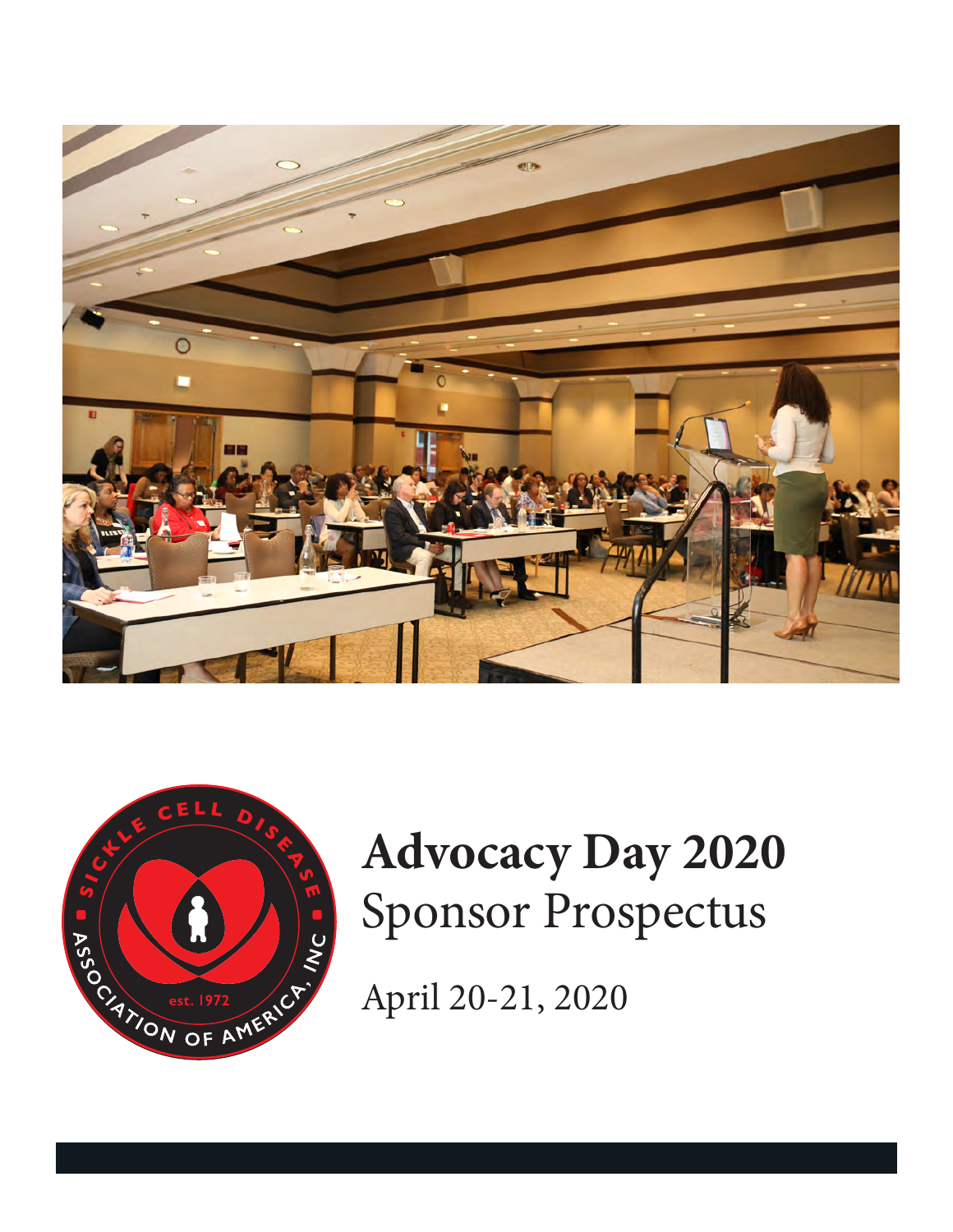# Advocacy Day 2020

## Sponsor Prospectus

April 20-21, 2020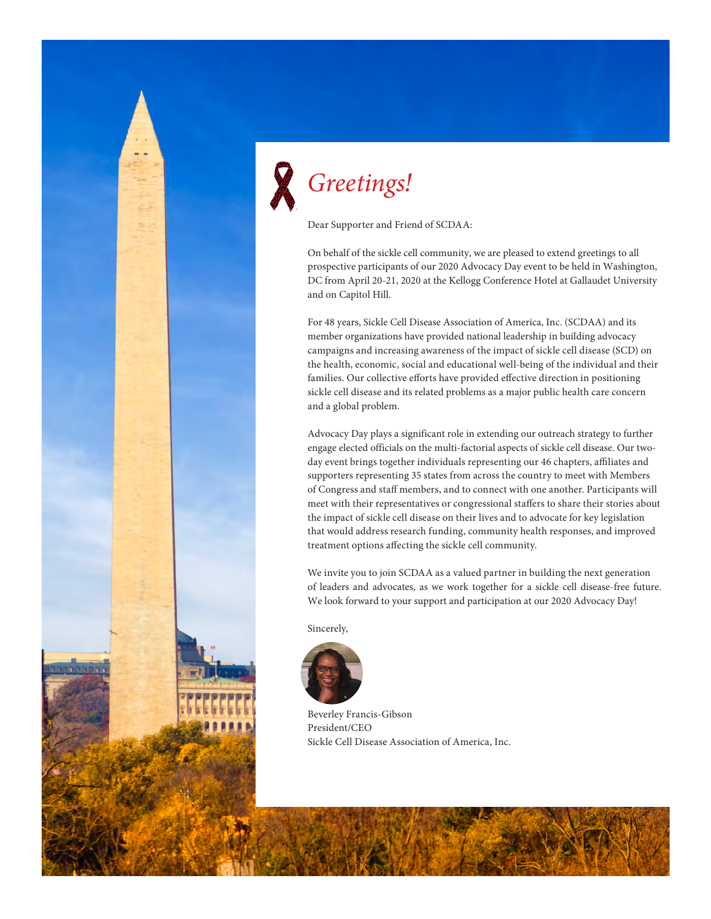# *Greetings!*

Dear Supporter and Friend of SCDAA:

On behalf of the sickle cell community, we are pleased to extend greetings to all prospective participants of our 2020 Advocacy Day event to be held in Washington, DC from April 20-21, 2020 at the Kellogg Conference Hotel at Gallaudet University and on Capitol Hill.

For 48 years, Sickle Cell Disease Association of America, Inc. (SCDAA) and its member organizations have provided national leadership in building advocacy campaigns and increasing awareness of the impact of sickle cell disease (SCD) on the health, economic, social and educational well-being of the individual and their families. Our collective efforts have provided effective direction in positioning sickle cell disease and its related problems as a major public health care concern and a global problem.

Advocacy Day plays a significant role in extending our outreach strategy to further engage elected officials on the multi-factorial aspects of sickle cell disease. Our two-day event brings together individuals representing our 46 chapters, affiliates and supporters representing 35 states from across the country to meet with Members of Congress and staff members, and to connect with one another. Participants will meet with their representatives or congressional staffers to share their stories about the impact of sickle cell disease on their lives and to advocate for key legislation that would address research funding, community health responses, and improved treatment options affecting the sickle cell community.

We invite you to join SCDAA as a valued partner in building the next generation of leaders and advocates, as we work together for a sickle cell disease-free future. We look forward to your support and participation at our 2020 Advocacy Day!

Sincerely,

Beverley Francis-Gibson
President/CEO
Sickle Cell Disease Association of America, Inc.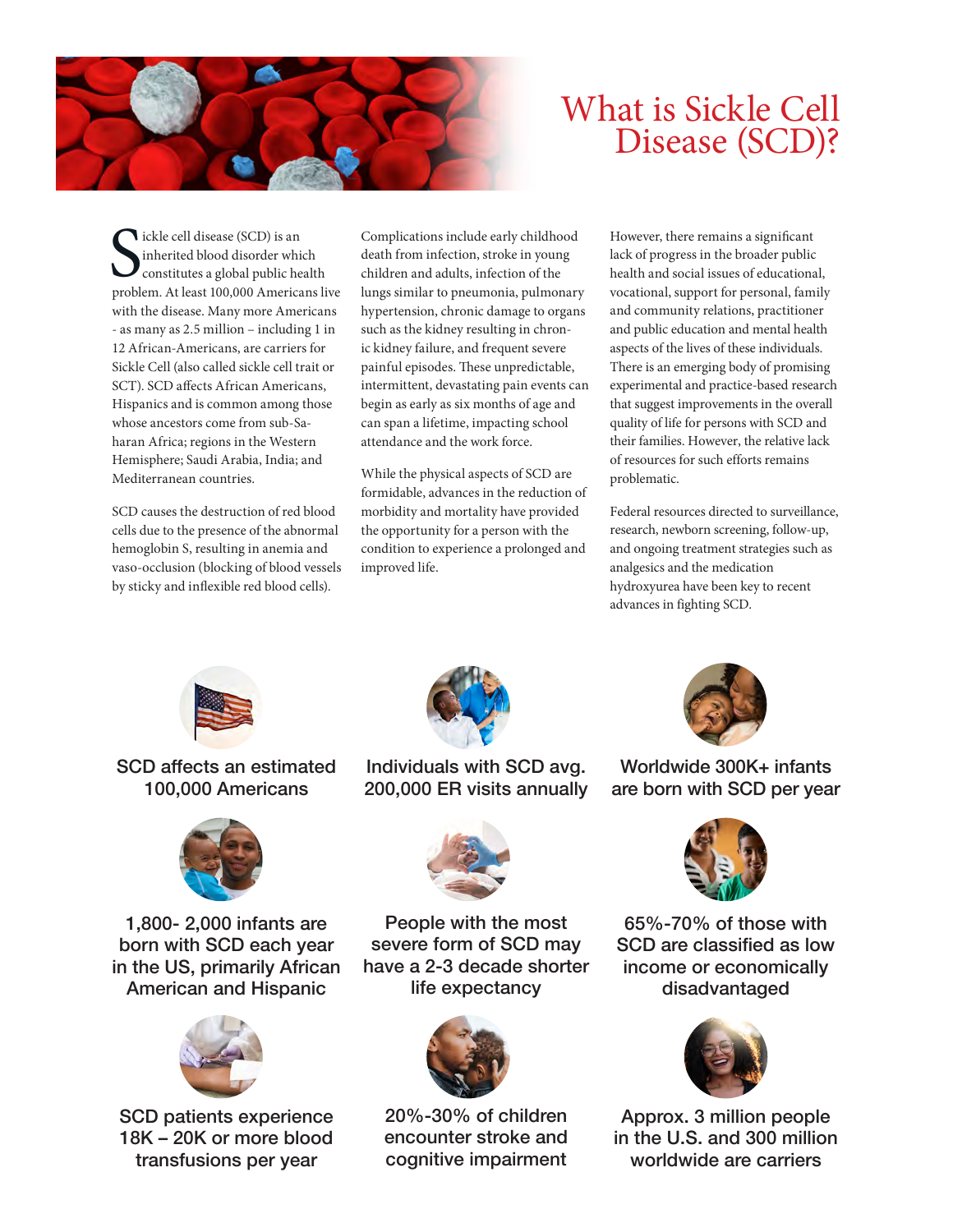# What is Sickle Cell Disease (SCD)?

Sickle cell disease (SCD) is an inherited blood disorder which constitutes a global public health problem. At least 100,000 Americans live with the disease. Many more Americans - as many as 2.5 million – including 1 in 12 African-Americans, are carriers for Sickle Cell (also called sickle cell trait or SCT). SCD affects African Americans, Hispanics and is common among those whose ancestors come from sub-Saharan Africa; regions in the Western Hemisphere; Saudi Arabia, India; and Mediterranean countries.

SCD causes the destruction of red blood cells due to the presence of the abnormal hemoglobin S, resulting in anemia and vaso-occlusion (blocking of blood vessels by sticky and inflexible red blood cells).

Complications include early childhood death from infection, stroke in young children and adults, infection of the lungs similar to pneumonia, pulmonary hypertension, chronic damage to organs such as the kidney resulting in chronic kidney failure, and frequent severe painful episodes. These unpredictable, intermittent, devastating pain events can begin as early as six months of age and can span a lifetime, impacting school attendance and the work force.

While the physical aspects of SCD are formidable, advances in the reduction of morbidity and mortality have provided the opportunity for a person with the condition to experience a prolonged and improved life.

However, there remains a significant lack of progress in the broader public health and social issues of educational, vocational, support for personal, family and community relations, practitioner and public education and mental health aspects of the lives of these individuals. There is an emerging body of promising experimental and practice-based research that suggest improvements in the overall quality of life for persons with SCD and their families. However, the relative lack of resources for such efforts remains problematic.

Federal resources directed to surveillance, research, newborn screening, follow-up, and ongoing treatment strategies such as analgesics and the medication hydroxyurea have been key to recent advances in fighting SCD.

- SCD affects an estimated 100,000 Americans
- Individuals with SCD avg. 200,000 ER visits annually
- Worldwide 300K+ infants are born with SCD per year
- 1,800- 2,000 infants are born with SCD each year in the US, primarily African American and Hispanic
- People with the most severe form of SCD may have a 2-3 decade shorter life expectancy
- 65%-70% of those with SCD are classified as low income or economically disadvantaged
- SCD patients experience 18K – 20K or more blood transfusions per year
- 20%-30% of children encounter stroke and cognitive impairment
- Approx. 3 million people in the U.S. and 300 million worldwide are carriers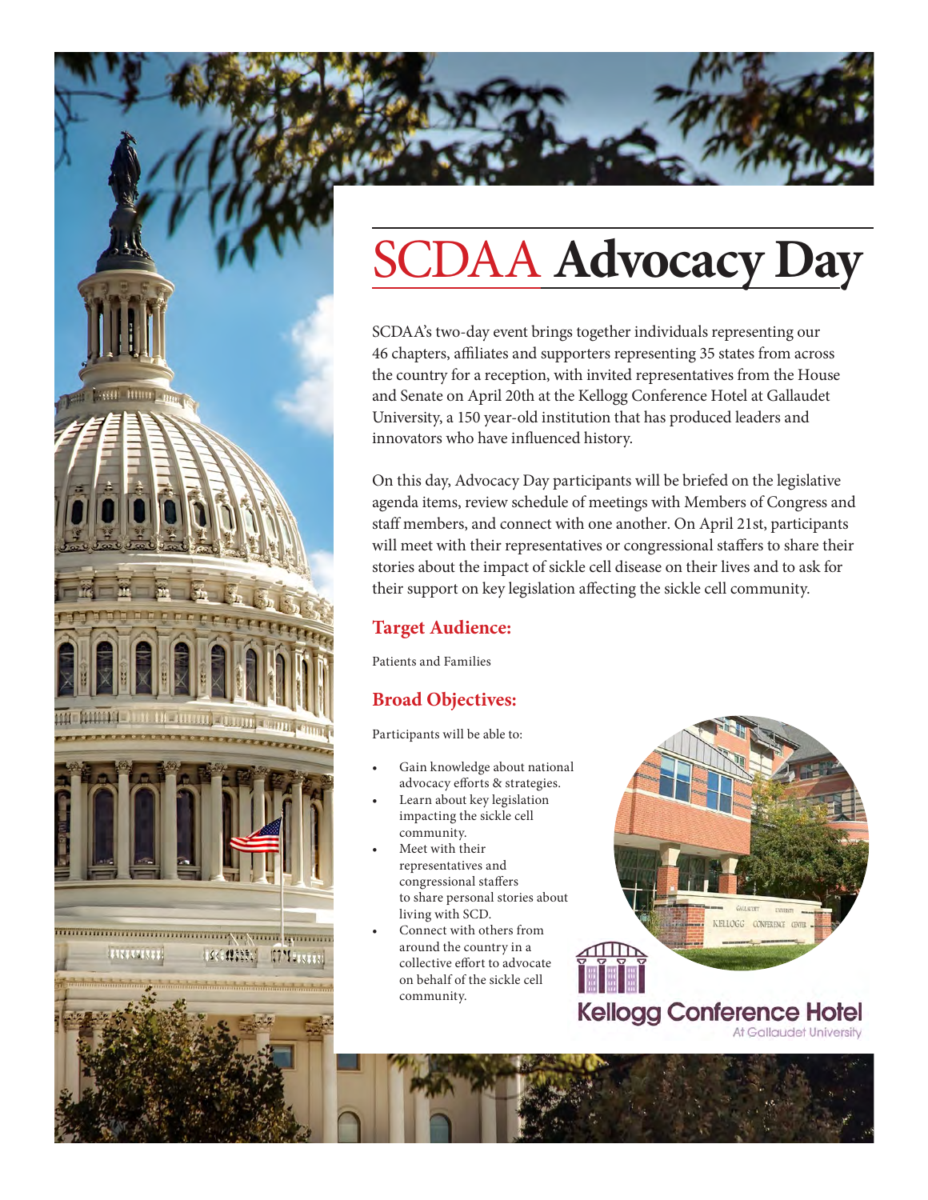# SCDAA Advocacy Day

SCDAA's two-day event brings together individuals representing our 46 chapters, affiliates and supporters representing 35 states from across the country for a reception, with invited representatives from the House and Senate on April 20th at the Kellogg Conference Hotel at Gallaudet University, a 150 year-old institution that has produced leaders and innovators who have influenced history.

On this day, Advocacy Day participants will be briefed on the legislative agenda items, review schedule of meetings with Members of Congress and staff members, and connect with one another. On April 21st, participants will meet with their representatives or congressional staffers to share their stories about the impact of sickle cell disease on their lives and to ask for their support on key legislation affecting the sickle cell community.

## Target Audience:

Patients and Families

## Broad Objectives:

Participants will be able to:

- Gain knowledge about national advocacy efforts & strategies.
- Learn about key legislation impacting the sickle cell community.
- Meet with their representatives and congressional staffers to share personal stories about living with SCD.
- Connect with others from around the country in a collective effort to advocate on behalf of the sickle cell community.

Kellogg Conference Hotel
At Gallaudet University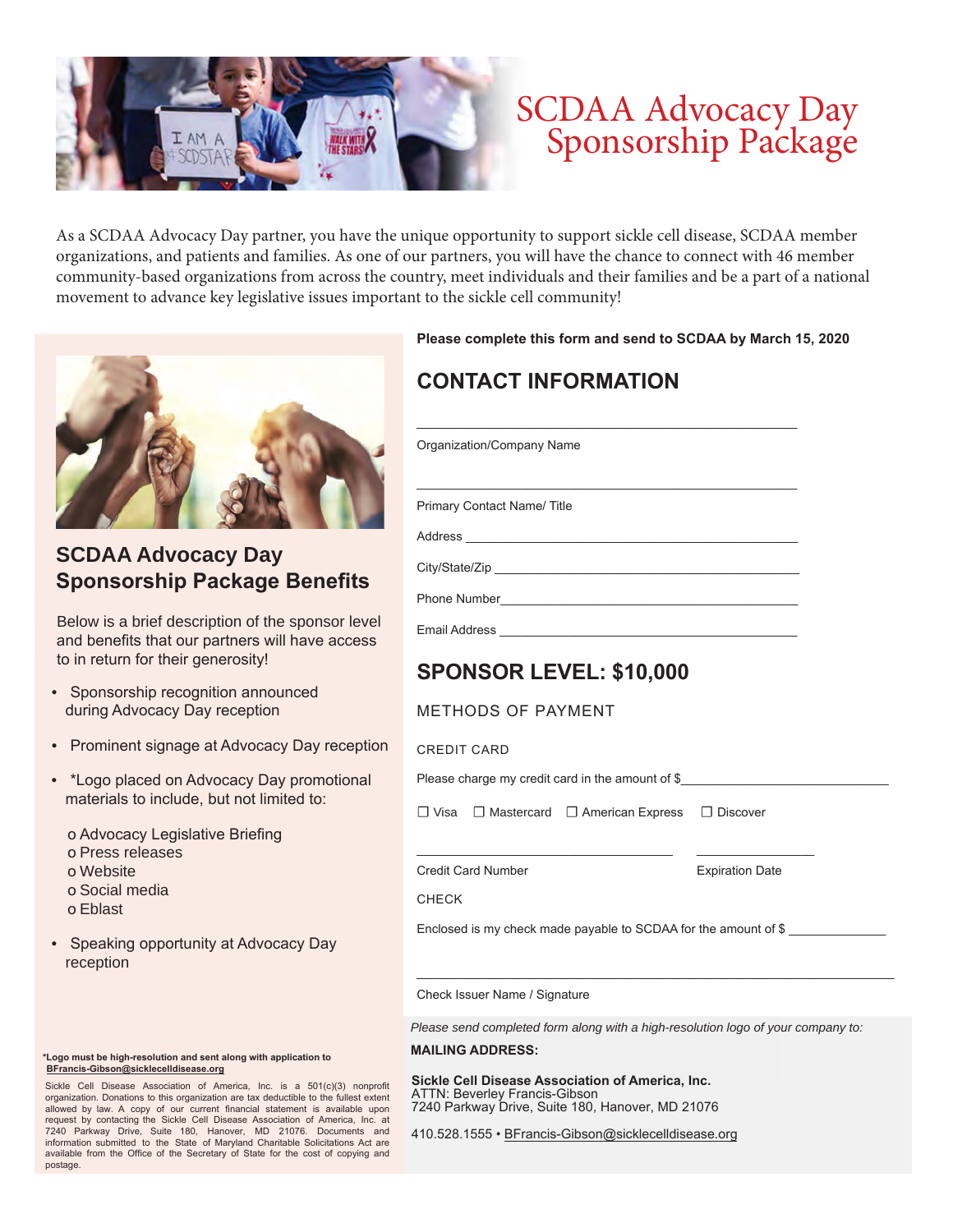# SCDAA Advocacy Day Sponsorship Package

As a SCDAA Advocacy Day partner, you have the unique opportunity to support sickle cell disease, SCDAA member organizations, and patients and families. As one of our partners, you will have the chance to connect with 46 member community-based organizations from across the country, meet individuals and their families and be a part of a national movement to advance key legislative issues important to the sickle cell community!

## SCDAA Advocacy Day Sponsorship Package Benefits

Below is a brief description of the sponsor level and benefits that our partners will have access to in return for their generosity!

- Sponsorship recognition announced during Advocacy Day reception
- Prominent signage at Advocacy Day reception
- *Logo placed on Advocacy Day promotional materials to include, but not limited to:
  - o Advocacy Legislative Briefing
  - o Press releases
  - o Website
  - o Social media
  - o Eblast
- Speaking opportunity at Advocacy Day reception

**\*Logo must be high-resolution and sent along with application to BFrancis-Gibson@sicklecelldisease.org**

Sickle Cell Disease Association of America, Inc. is a 501(c)(3) nonprofit organization. Donations to this organization are tax deductible to the fullest extent allowed by law. A copy of our current financial statement is available upon request by contacting the Sickle Cell Disease Association of America, Inc. at 7240 Parkway Drive, Suite 180, Hanover, MD 21076. Documents and information submitted to the State of Maryland Charitable Solicitations Act are available from the Office of the Secretary of State for the cost of copying and postage.

**Please complete this form and send to SCDAA by March 15, 2020**

## CONTACT INFORMATION

______________________________________________

Organization/Company Name

______________________________________________

Primary Contact Name/ Title

Address ______________________________________________

City/State/Zip ______________________________________________

Phone Number______________________________________________

Email Address ______________________________________________

## SPONSOR LEVEL: $10,000

METHODS OF PAYMENT

CREDIT CARD

Please charge my credit card in the amount of $______________________________

☐ Visa ☐ Mastercard ☐ American Express ☐ Discover

______________________________ ________________

Credit Card Number Expiration Date

CHECK

Enclosed is my check made payable to SCDAA for the amount of $ _____________

______________________________________________________________

Check Issuer Name / Signature

*Please send completed form along with a high-resolution logo of your company to:*

**MAILING ADDRESS:**

**Sickle Cell Disease Association of America, Inc.**
ATTN: Beverley Francis-Gibson
7240 Parkway Drive, Suite 180, Hanover, MD 21076

410.528.1555 • BFrancis-Gibson@sicklecelldisease.org